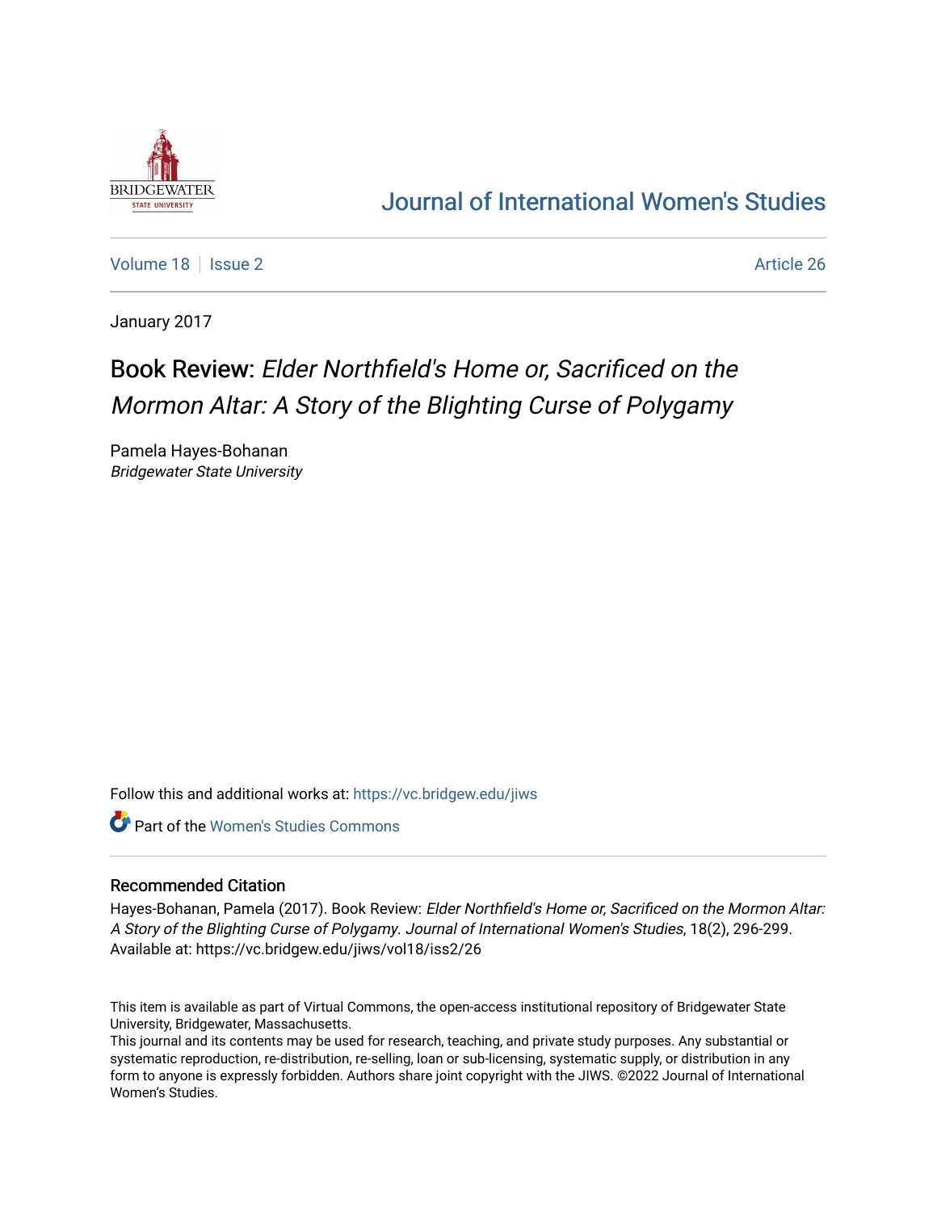[Journal of International Women's Studies](https://vc.bridgew.edu/jiws)

Volume 18 | Issue 2 — Article 26

January 2017

# Book Review: *Elder Northfield's Home or, Sacrificed on the Mormon Altar: A Story of the Blighting Curse of Polygamy*

Pamela Hayes-Bohanan
*Bridgewater State University*

Follow this and additional works at: https://vc.bridgew.edu/jiws

Part of the Women's Studies Commons

## Recommended Citation

Hayes-Bohanan, Pamela (2017). Book Review: *Elder Northfield's Home or, Sacrificed on the Mormon Altar: A Story of the Blighting Curse of Polygamy*. *Journal of International Women's Studies*, 18(2), 296-299.
Available at: https://vc.bridgew.edu/jiws/vol18/iss2/26

This item is available as part of Virtual Commons, the open-access institutional repository of Bridgewater State University, Bridgewater, Massachusetts.
This journal and its contents may be used for research, teaching, and private study purposes. Any substantial or systematic reproduction, re-distribution, re-selling, loan or sub-licensing, systematic supply, or distribution in any form to anyone is expressly forbidden. Authors share joint copyright with the JIWS. ©2022 Journal of International Women's Studies.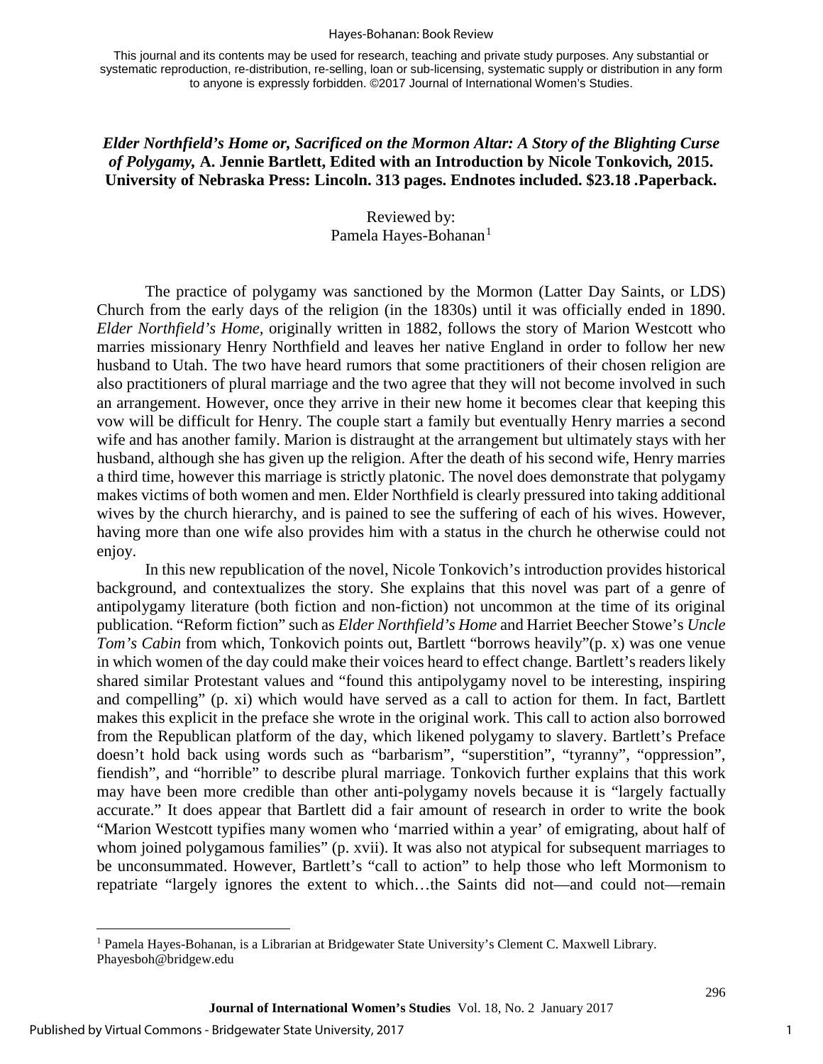This journal and its contents may be used for research, teaching and private study purposes. Any substantial or systematic reproduction, re-distribution, re-selling, loan or sub-licensing, systematic supply or distribution in any form to anyone is expressly forbidden. ©2017 Journal of International Women's Studies.

***Elder Northfield's Home or, Sacrificed on the Mormon Altar: A Story of the Blighting Curse of Polygamy,* A. Jennie Bartlett, Edited with an Introduction by Nicole Tonkovich, 2015. University of Nebraska Press: Lincoln. 313 pages. Endnotes included. $23.18 .Paperback.**

Reviewed by:
Pamela Hayes-Bohanan[1]

The practice of polygamy was sanctioned by the Mormon (Latter Day Saints, or LDS) Church from the early days of the religion (in the 1830s) until it was officially ended in 1890. *Elder Northfield's Home,* originally written in 1882, follows the story of Marion Westcott who marries missionary Henry Northfield and leaves her native England in order to follow her new husband to Utah. The two have heard rumors that some practitioners of their chosen religion are also practitioners of plural marriage and the two agree that they will not become involved in such an arrangement. However, once they arrive in their new home it becomes clear that keeping this vow will be difficult for Henry. The couple start a family but eventually Henry marries a second wife and has another family. Marion is distraught at the arrangement but ultimately stays with her husband, although she has given up the religion. After the death of his second wife, Henry marries a third time, however this marriage is strictly platonic. The novel does demonstrate that polygamy makes victims of both women and men. Elder Northfield is clearly pressured into taking additional wives by the church hierarchy, and is pained to see the suffering of each of his wives. However, having more than one wife also provides him with a status in the church he otherwise could not enjoy.

In this new republication of the novel, Nicole Tonkovich's introduction provides historical background, and contextualizes the story. She explains that this novel was part of a genre of antipolygamy literature (both fiction and non-fiction) not uncommon at the time of its original publication. "Reform fiction" such as *Elder Northfield's Home* and Harriet Beecher Stowe's *Uncle Tom's Cabin* from which, Tonkovich points out, Bartlett "borrows heavily"(p. x) was one venue in which women of the day could make their voices heard to effect change. Bartlett's readers likely shared similar Protestant values and "found this antipolygamy novel to be interesting, inspiring and compelling" (p. xi) which would have served as a call to action for them. In fact, Bartlett makes this explicit in the preface she wrote in the original work. This call to action also borrowed from the Republican platform of the day, which likened polygamy to slavery. Bartlett's Preface doesn't hold back using words such as "barbarism", "superstition", "tyranny", "oppression", fiendish", and "horrible" to describe plural marriage. Tonkovich further explains that this work may have been more credible than other anti-polygamy novels because it is "largely factually accurate." It does appear that Bartlett did a fair amount of research in order to write the book "Marion Westcott typifies many women who 'married within a year' of emigrating, about half of whom joined polygamous families" (p. xvii). It was also not atypical for subsequent marriages to be unconsummated. However, Bartlett's "call to action" to help those who left Mormonism to repatriate "largely ignores the extent to which…the Saints did not—and could not—remain

[1] Pamela Hayes-Bohanan, is a Librarian at Bridgewater State University's Clement C. Maxwell Library. Phayesboh@bridgew.edu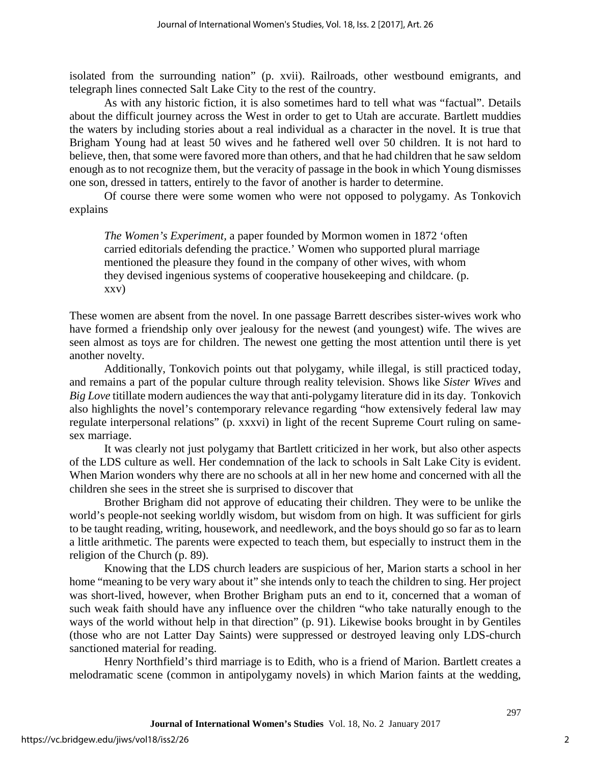isolated from the surrounding nation" (p. xvii). Railroads, other westbound emigrants, and telegraph lines connected Salt Lake City to the rest of the country.

As with any historic fiction, it is also sometimes hard to tell what was "factual". Details about the difficult journey across the West in order to get to Utah are accurate. Bartlett muddies the waters by including stories about a real individual as a character in the novel. It is true that Brigham Young had at least 50 wives and he fathered well over 50 children. It is not hard to believe, then, that some were favored more than others, and that he had children that he saw seldom enough as to not recognize them, but the veracity of passage in the book in which Young dismisses one son, dressed in tatters, entirely to the favor of another is harder to determine.

Of course there were some women who were not opposed to polygamy. As Tonkovich explains

> *The Women's Experiment*, a paper founded by Mormon women in 1872 'often carried editorials defending the practice.' Women who supported plural marriage mentioned the pleasure they found in the company of other wives, with whom they devised ingenious systems of cooperative housekeeping and childcare. (p. xxv)

These women are absent from the novel. In one passage Barrett describes sister-wives work who have formed a friendship only over jealousy for the newest (and youngest) wife. The wives are seen almost as toys are for children. The newest one getting the most attention until there is yet another novelty.

Additionally, Tonkovich points out that polygamy, while illegal, is still practiced today, and remains a part of the popular culture through reality television. Shows like *Sister Wives* and *Big Love* titillate modern audiences the way that anti-polygamy literature did in its day. Tonkovich also highlights the novel's contemporary relevance regarding "how extensively federal law may regulate interpersonal relations" (p. xxxvi) in light of the recent Supreme Court ruling on same-sex marriage.

It was clearly not just polygamy that Bartlett criticized in her work, but also other aspects of the LDS culture as well. Her condemnation of the lack to schools in Salt Lake City is evident. When Marion wonders why there are no schools at all in her new home and concerned with all the children she sees in the street she is surprised to discover that

Brother Brigham did not approve of educating their children. They were to be unlike the world's people-not seeking worldly wisdom, but wisdom from on high. It was sufficient for girls to be taught reading, writing, housework, and needlework, and the boys should go so far as to learn a little arithmetic. The parents were expected to teach them, but especially to instruct them in the religion of the Church (p. 89).

Knowing that the LDS church leaders are suspicious of her, Marion starts a school in her home "meaning to be very wary about it" she intends only to teach the children to sing. Her project was short-lived, however, when Brother Brigham puts an end to it, concerned that a woman of such weak faith should have any influence over the children "who take naturally enough to the ways of the world without help in that direction" (p. 91). Likewise books brought in by Gentiles (those who are not Latter Day Saints) were suppressed or destroyed leaving only LDS-church sanctioned material for reading.

Henry Northfield's third marriage is to Edith, who is a friend of Marion. Bartlett creates a melodramatic scene (common in antipolygamy novels) in which Marion faints at the wedding,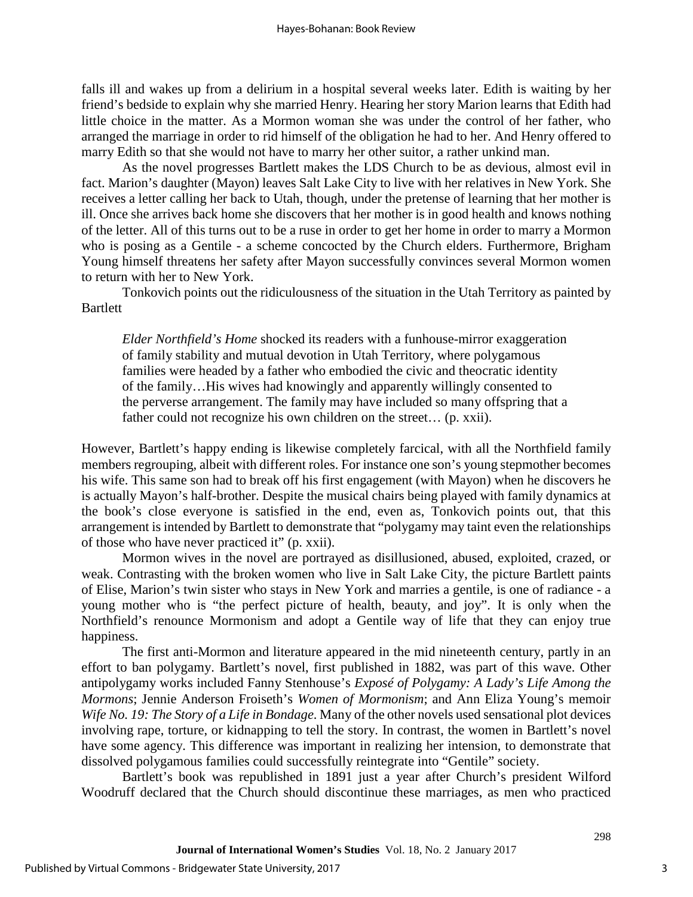falls ill and wakes up from a delirium in a hospital several weeks later. Edith is waiting by her friend's bedside to explain why she married Henry. Hearing her story Marion learns that Edith had little choice in the matter. As a Mormon woman she was under the control of her father, who arranged the marriage in order to rid himself of the obligation he had to her. And Henry offered to marry Edith so that she would not have to marry her other suitor, a rather unkind man.

As the novel progresses Bartlett makes the LDS Church to be as devious, almost evil in fact. Marion's daughter (Mayon) leaves Salt Lake City to live with her relatives in New York. She receives a letter calling her back to Utah, though, under the pretense of learning that her mother is ill. Once she arrives back home she discovers that her mother is in good health and knows nothing of the letter. All of this turns out to be a ruse in order to get her home in order to marry a Mormon who is posing as a Gentile - a scheme concocted by the Church elders. Furthermore, Brigham Young himself threatens her safety after Mayon successfully convinces several Mormon women to return with her to New York.

Tonkovich points out the ridiculousness of the situation in the Utah Territory as painted by Bartlett

> *Elder Northfield's Home* shocked its readers with a funhouse-mirror exaggeration of family stability and mutual devotion in Utah Territory, where polygamous families were headed by a father who embodied the civic and theocratic identity of the family…His wives had knowingly and apparently willingly consented to the perverse arrangement. The family may have included so many offspring that a father could not recognize his own children on the street… (p. xxii).

However, Bartlett's happy ending is likewise completely farcical, with all the Northfield family members regrouping, albeit with different roles. For instance one son's young stepmother becomes his wife. This same son had to break off his first engagement (with Mayon) when he discovers he is actually Mayon's half-brother. Despite the musical chairs being played with family dynamics at the book's close everyone is satisfied in the end, even as, Tonkovich points out, that this arrangement is intended by Bartlett to demonstrate that "polygamy may taint even the relationships of those who have never practiced it" (p. xxii).

Mormon wives in the novel are portrayed as disillusioned, abused, exploited, crazed, or weak. Contrasting with the broken women who live in Salt Lake City, the picture Bartlett paints of Elise, Marion's twin sister who stays in New York and marries a gentile, is one of radiance - a young mother who is "the perfect picture of health, beauty, and joy". It is only when the Northfield's renounce Mormonism and adopt a Gentile way of life that they can enjoy true happiness.

The first anti-Mormon and literature appeared in the mid nineteenth century, partly in an effort to ban polygamy. Bartlett's novel, first published in 1882, was part of this wave. Other antipolygamy works included Fanny Stenhouse's *Exposé of Polygamy: A Lady's Life Among the Mormons*; Jennie Anderson Froiseth's *Women of Mormonism*; and Ann Eliza Young's memoir *Wife No. 19: The Story of a Life in Bondage*. Many of the other novels used sensational plot devices involving rape, torture, or kidnapping to tell the story. In contrast, the women in Bartlett's novel have some agency. This difference was important in realizing her intension, to demonstrate that dissolved polygamous families could successfully reintegrate into "Gentile" society.

Bartlett's book was republished in 1891 just a year after Church's president Wilford Woodruff declared that the Church should discontinue these marriages, as men who practiced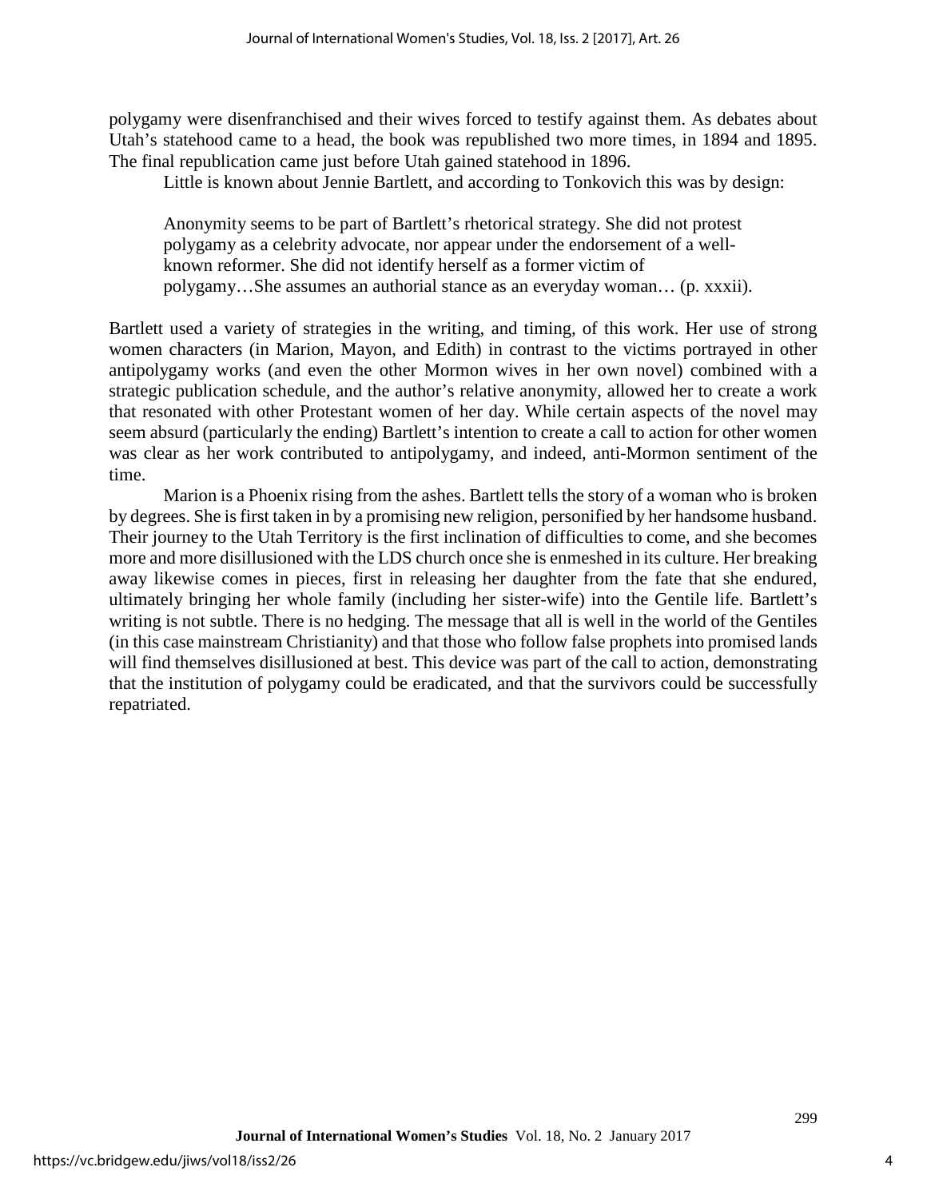polygamy were disenfranchised and their wives forced to testify against them. As debates about Utah's statehood came to a head, the book was republished two more times, in 1894 and 1895. The final republication came just before Utah gained statehood in 1896.

Little is known about Jennie Bartlett, and according to Tonkovich this was by design:

> Anonymity seems to be part of Bartlett's rhetorical strategy. She did not protest polygamy as a celebrity advocate, nor appear under the endorsement of a well-known reformer. She did not identify herself as a former victim of polygamy…She assumes an authorial stance as an everyday woman… (p. xxxii).

Bartlett used a variety of strategies in the writing, and timing, of this work. Her use of strong women characters (in Marion, Mayon, and Edith) in contrast to the victims portrayed in other antipolygamy works (and even the other Mormon wives in her own novel) combined with a strategic publication schedule, and the author's relative anonymity, allowed her to create a work that resonated with other Protestant women of her day. While certain aspects of the novel may seem absurd (particularly the ending) Bartlett's intention to create a call to action for other women was clear as her work contributed to antipolygamy, and indeed, anti-Mormon sentiment of the time.

Marion is a Phoenix rising from the ashes. Bartlett tells the story of a woman who is broken by degrees. She is first taken in by a promising new religion, personified by her handsome husband. Their journey to the Utah Territory is the first inclination of difficulties to come, and she becomes more and more disillusioned with the LDS church once she is enmeshed in its culture. Her breaking away likewise comes in pieces, first in releasing her daughter from the fate that she endured, ultimately bringing her whole family (including her sister-wife) into the Gentile life. Bartlett's writing is not subtle. There is no hedging. The message that all is well in the world of the Gentiles (in this case mainstream Christianity) and that those who follow false prophets into promised lands will find themselves disillusioned at best. This device was part of the call to action, demonstrating that the institution of polygamy could be eradicated, and that the survivors could be successfully repatriated.